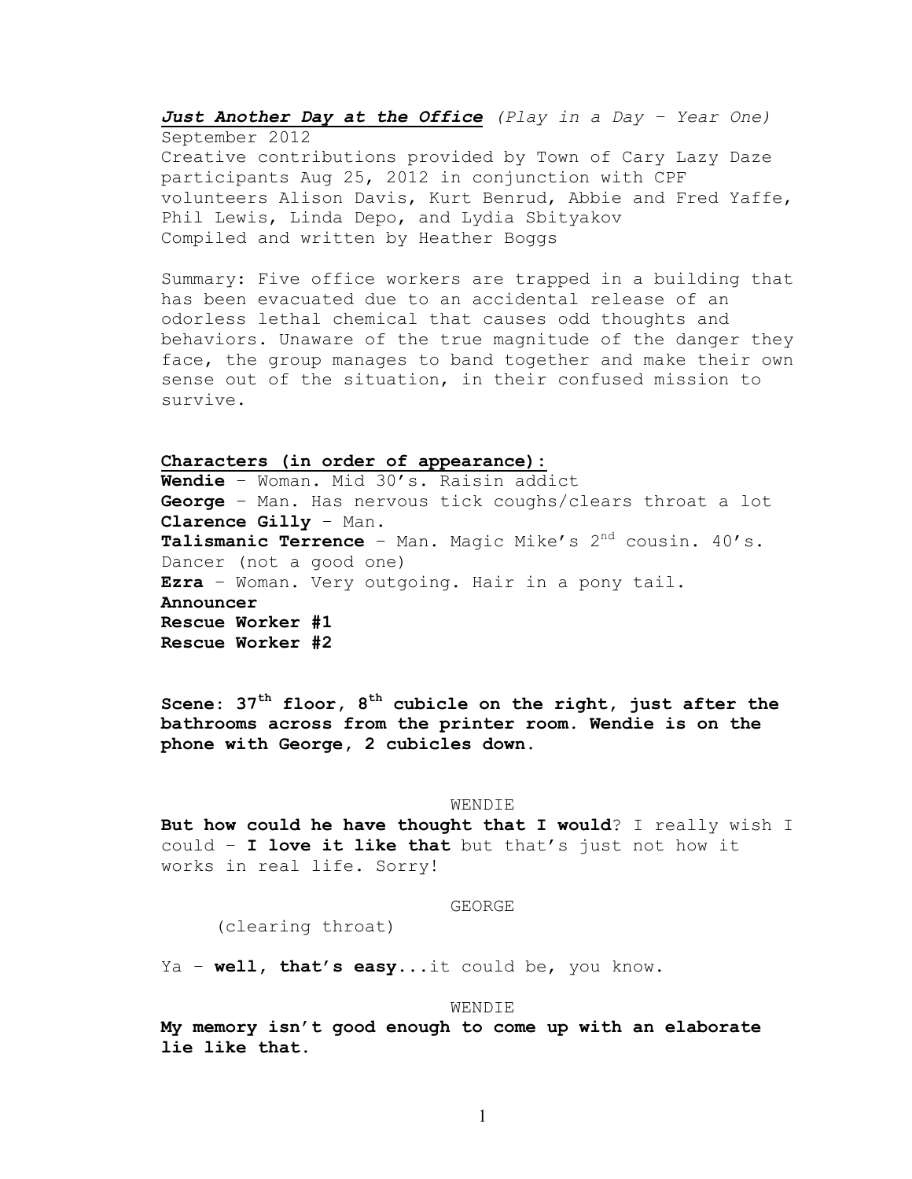***Just Another Day at the Office*** *(Play in a Day – Year One)*
September 2012
Creative contributions provided by Town of Cary Lazy Daze participants Aug 25, 2012 in conjunction with CPF volunteers Alison Davis, Kurt Benrud, Abbie and Fred Yaffe, Phil Lewis, Linda Depo, and Lydia Sbityakov
Compiled and written by Heather Boggs

Summary: Five office workers are trapped in a building that has been evacuated due to an accidental release of an odorless lethal chemical that causes odd thoughts and behaviors. Unaware of the true magnitude of the danger they face, the group manages to band together and make their own sense out of the situation, in their confused mission to survive.

**Characters (in order of appearance):**

**Wendie** – Woman. Mid 30's. Raisin addict
**George** – Man. Has nervous tick coughs/clears throat a lot
**Clarence Gilly** – Man.
**Talismanic Terrence** – Man. Magic Mike's 2nd cousin. 40's. Dancer (not a good one)
**Ezra** – Woman. Very outgoing. Hair in a pony tail.
**Announcer**
**Rescue Worker #1**
**Rescue Worker #2**

**Scene: 37th floor, 8th cubicle on the right, just after the bathrooms across from the printer room. Wendie is on the phone with George, 2 cubicles down.**

WENDIE

**But how could he have thought that I would**? I really wish I could – **I love it like that** but that's just not how it works in real life. Sorry!

GEORGE

(clearing throat)

Ya – **well, that's easy**...it could be, you know.

WENDIE

**My memory isn't good enough to come up with an elaborate lie like that.**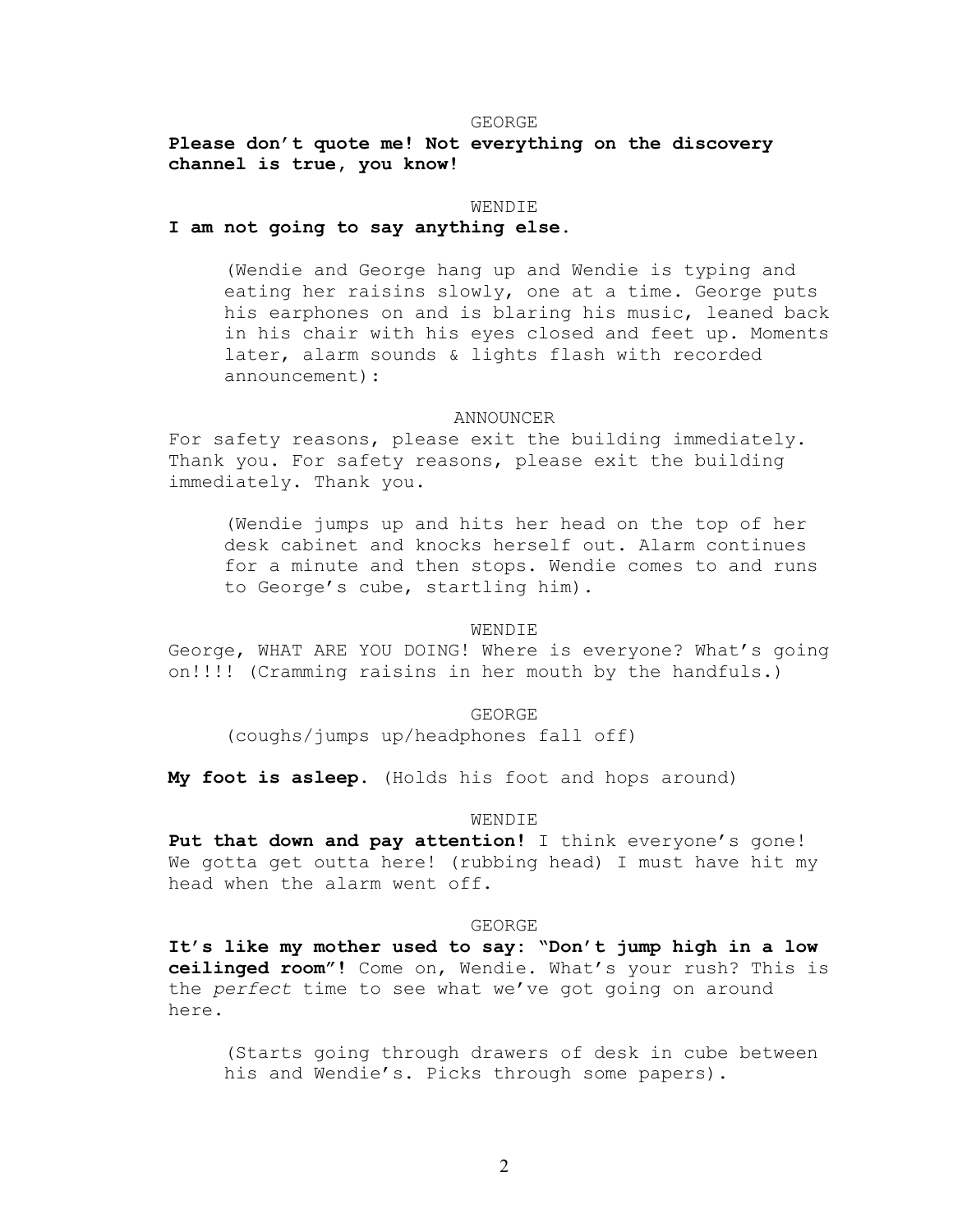GEORGE

**Please don't quote me! Not everything on the discovery channel is true, you know!**

WENDIE

**I am not going to say anything else.**

(Wendie and George hang up and Wendie is typing and eating her raisins slowly, one at a time. George puts his earphones on and is blaring his music, leaned back in his chair with his eyes closed and feet up. Moments later, alarm sounds & lights flash with recorded announcement):

ANNOUNCER

For safety reasons, please exit the building immediately. Thank you. For safety reasons, please exit the building immediately. Thank you.

(Wendie jumps up and hits her head on the top of her desk cabinet and knocks herself out. Alarm continues for a minute and then stops. Wendie comes to and runs to George's cube, startling him).

WENDIE

George, WHAT ARE YOU DOING! Where is everyone? What's going on!!!! (Cramming raisins in her mouth by the handfuls.)

GEORGE

(coughs/jumps up/headphones fall off)

**My foot is asleep.** (Holds his foot and hops around)

WENDIE

**Put that down and pay attention!** I think everyone's gone! We gotta get outta here! (rubbing head) I must have hit my head when the alarm went off.

GEORGE

**It's like my mother used to say: "Don't jump high in a low ceilinged room"!** Come on, Wendie. What's your rush? This is the *perfect* time to see what we've got going on around here.

(Starts going through drawers of desk in cube between his and Wendie's. Picks through some papers).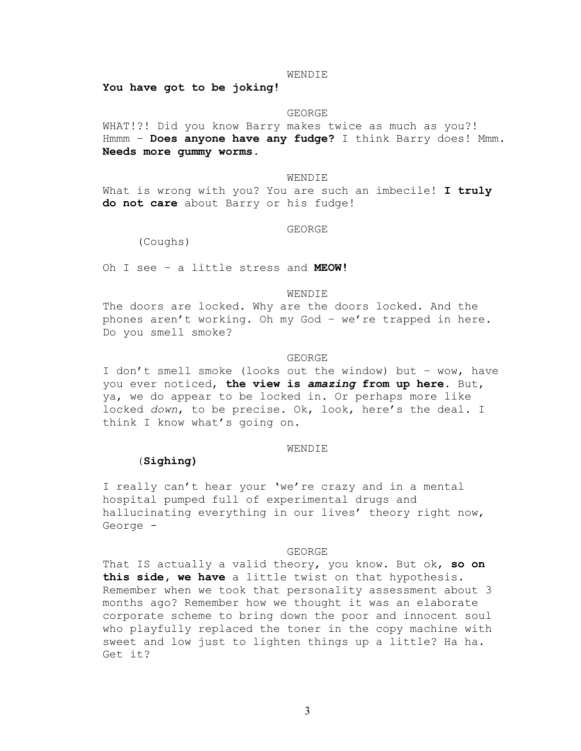WENDIE

**You have got to be joking!**

GEORGE

WHAT!?! Did you know Barry makes twice as much as you?! Hmmm – **Does anyone have any fudge?** I think Barry does! Mmm. **Needs more gummy worms.**

WENDIE

What is wrong with you? You are such an imbecile! **I truly do not care** about Barry or his fudge!

GEORGE

(Coughs)

Oh I see – a little stress and **MEOW!**

WENDIE

The doors are locked. Why are the doors locked. And the phones aren't working. Oh my God – we're trapped in here. Do you smell smoke?

GEORGE

I don't smell smoke (looks out the window) but – wow, have you ever noticed, **the view is *amazing* from up here.** But, ya, we do appear to be locked in. Or perhaps more like locked *down*, to be precise. Ok, look, here's the deal. I think I know what's going on.

WENDIE

(**Sighing)**

I really can't hear your 'we're crazy and in a mental hospital pumped full of experimental drugs and hallucinating everything in our lives' theory right now, George -

GEORGE

That IS actually a valid theory, you know. But ok, **so on this side, we have** a little twist on that hypothesis. Remember when we took that personality assessment about 3 months ago? Remember how we thought it was an elaborate corporate scheme to bring down the poor and innocent soul who playfully replaced the toner in the copy machine with sweet and low just to lighten things up a little? Ha ha. Get it?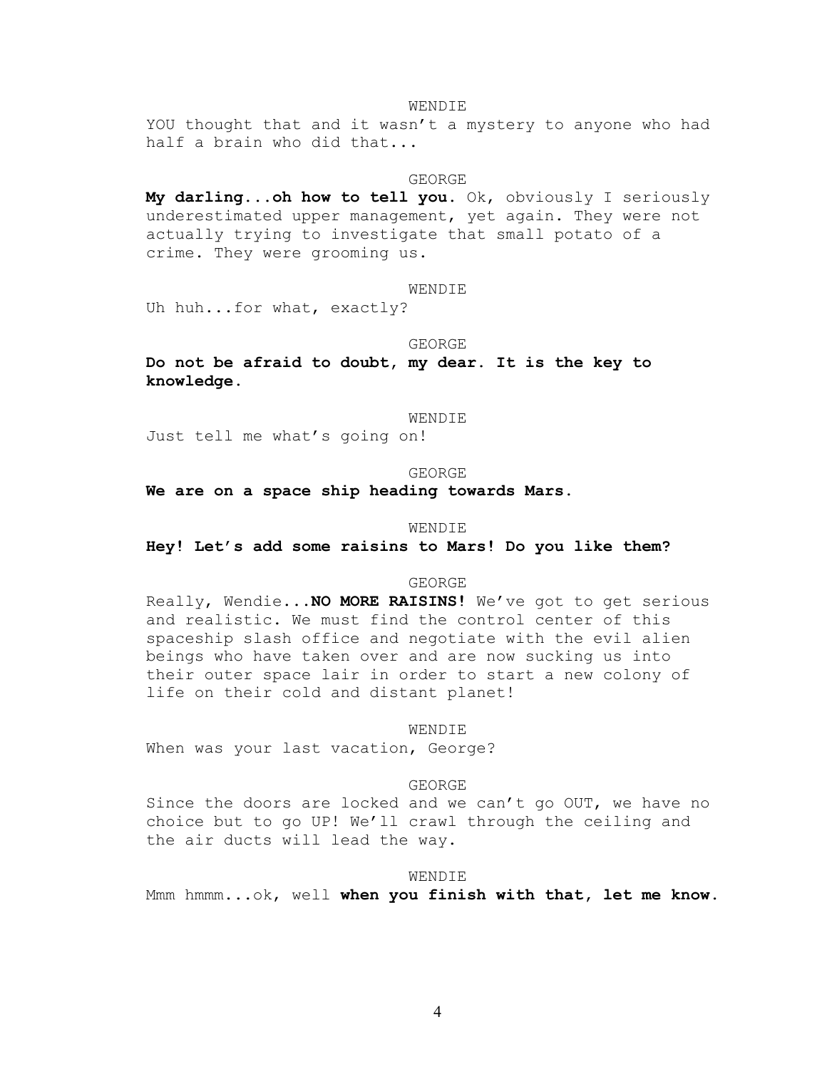WENDIE

YOU thought that and it wasn't a mystery to anyone who had half a brain who did that...

GEORGE

**My darling...oh how to tell you.** Ok, obviously I seriously underestimated upper management, yet again. They were not actually trying to investigate that small potato of a crime. They were grooming us.

WENDIE

Uh huh...for what, exactly?

GEORGE

**Do not be afraid to doubt, my dear. It is the key to knowledge.**

WENDIE

Just tell me what's going on!

GEORGE

**We are on a space ship heading towards Mars.**

WENDIE

**Hey! Let's add some raisins to Mars! Do you like them?**

GEORGE

Really, Wendie...**NO MORE RAISINS!** We've got to get serious and realistic. We must find the control center of this spaceship slash office and negotiate with the evil alien beings who have taken over and are now sucking us into their outer space lair in order to start a new colony of life on their cold and distant planet!

WENDIE

When was your last vacation, George?

GEORGE

Since the doors are locked and we can't go OUT, we have no choice but to go UP! We'll crawl through the ceiling and the air ducts will lead the way.

WENDIE

Mmm hmmm...ok, well **when you finish with that, let me know.**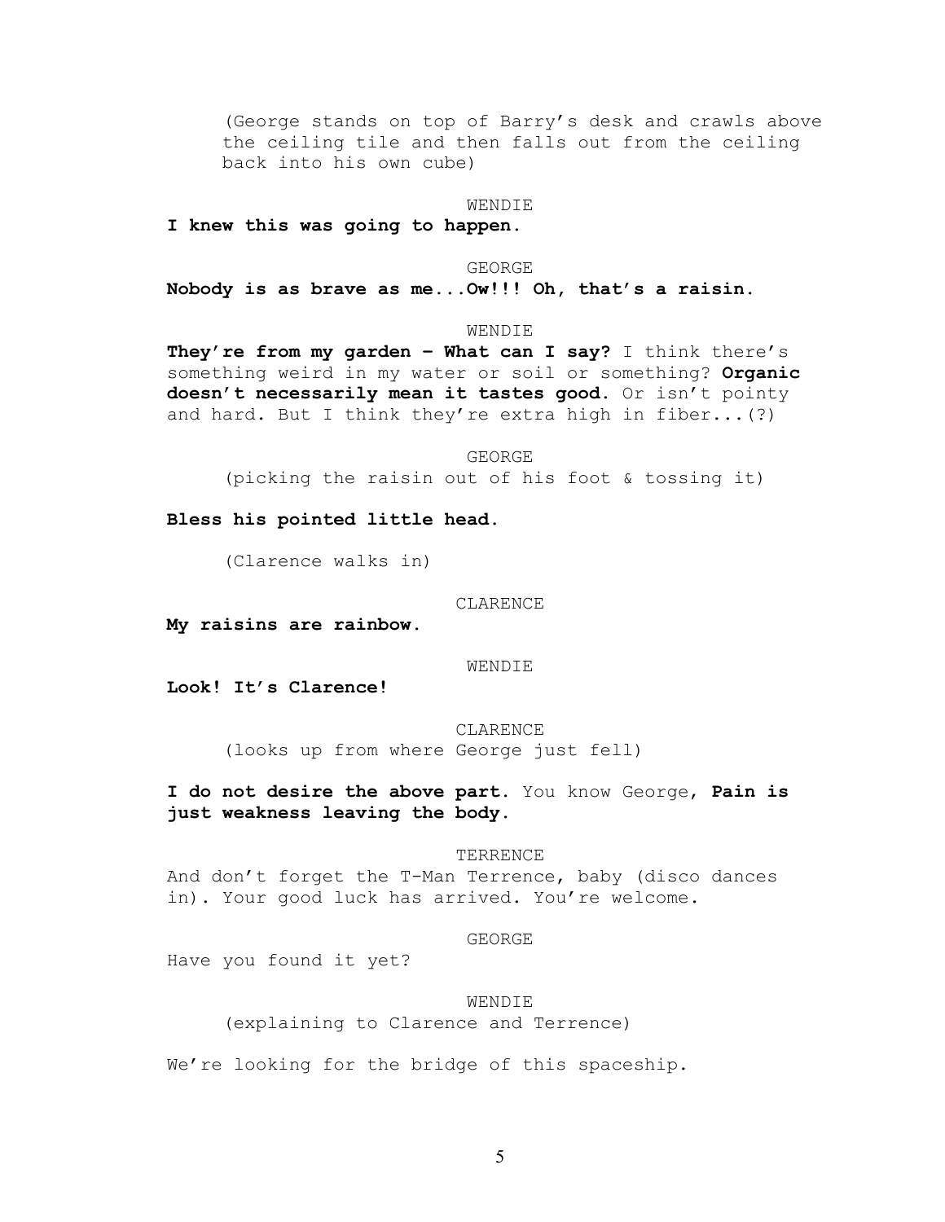(George stands on top of Barry's desk and crawls above the ceiling tile and then falls out from the ceiling back into his own cube)

WENDIE

**I knew this was going to happen.**

GEORGE

**Nobody is as brave as me...Ow!!! Oh, that's a raisin.**

WENDIE

**They're from my garden – What can I say?** I think there's something weird in my water or soil or something? **Organic doesn't necessarily mean it tastes good.** Or isn't pointy and hard. But I think they're extra high in fiber...(?)

GEORGE

(picking the raisin out of his foot & tossing it)

**Bless his pointed little head.**

(Clarence walks in)

CLARENCE

**My raisins are rainbow.**

WENDIE

**Look! It's Clarence!**

CLARENCE

(looks up from where George just fell)

**I do not desire the above part.** You know George**, Pain is just weakness leaving the body.**

TERRENCE

And don't forget the T-Man Terrence, baby (disco dances in). Your good luck has arrived. You're welcome.

GEORGE

Have you found it yet?

WENDIE

(explaining to Clarence and Terrence)

We're looking for the bridge of this spaceship.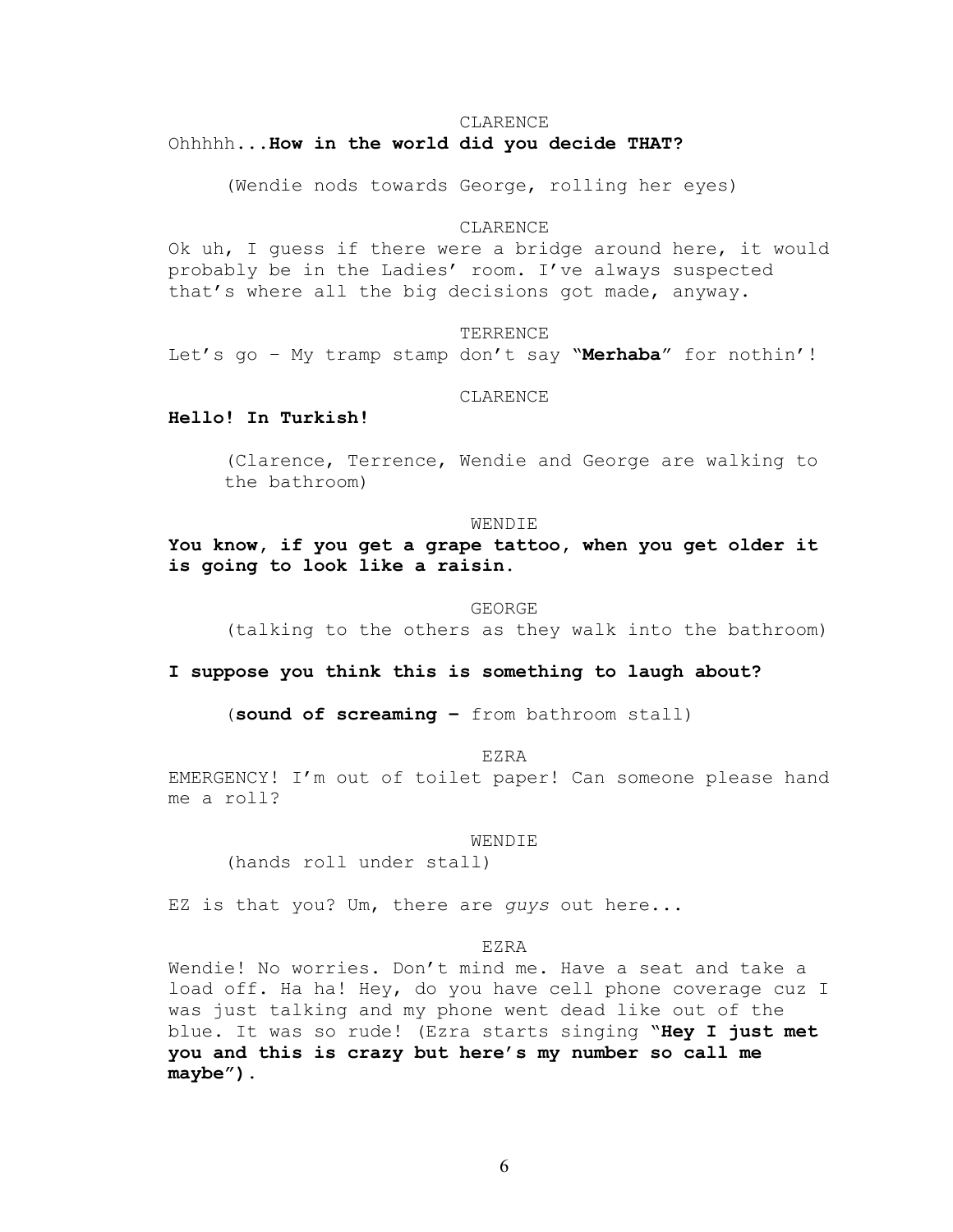CLARENCE

Ohhhhh...**How in the world did you decide THAT?**

(Wendie nods towards George, rolling her eyes)

CLARENCE

Ok uh, I guess if there were a bridge around here, it would probably be in the Ladies' room. I've always suspected that's where all the big decisions got made, anyway.

TERRENCE

Let's go – My tramp stamp don't say "**Merhaba**" for nothin'!

CLARENCE

**Hello! In Turkish!**

(Clarence, Terrence, Wendie and George are walking to the bathroom)

WENDIE

**You know, if you get a grape tattoo, when you get older it is going to look like a raisin.**

GEORGE

(talking to the others as they walk into the bathroom)

**I suppose you think this is something to laugh about?**

(**sound of screaming –** from bathroom stall)

EZRA

EMERGENCY! I'm out of toilet paper! Can someone please hand me a roll?

WENDIE

(hands roll under stall)

EZ is that you? Um, there are *guys* out here...

EZRA

Wendie! No worries. Don't mind me. Have a seat and take a load off. Ha ha! Hey, do you have cell phone coverage cuz I was just talking and my phone went dead like out of the blue. It was so rude! (Ezra starts singing "**Hey I just met you and this is crazy but here's my number so call me maybe**").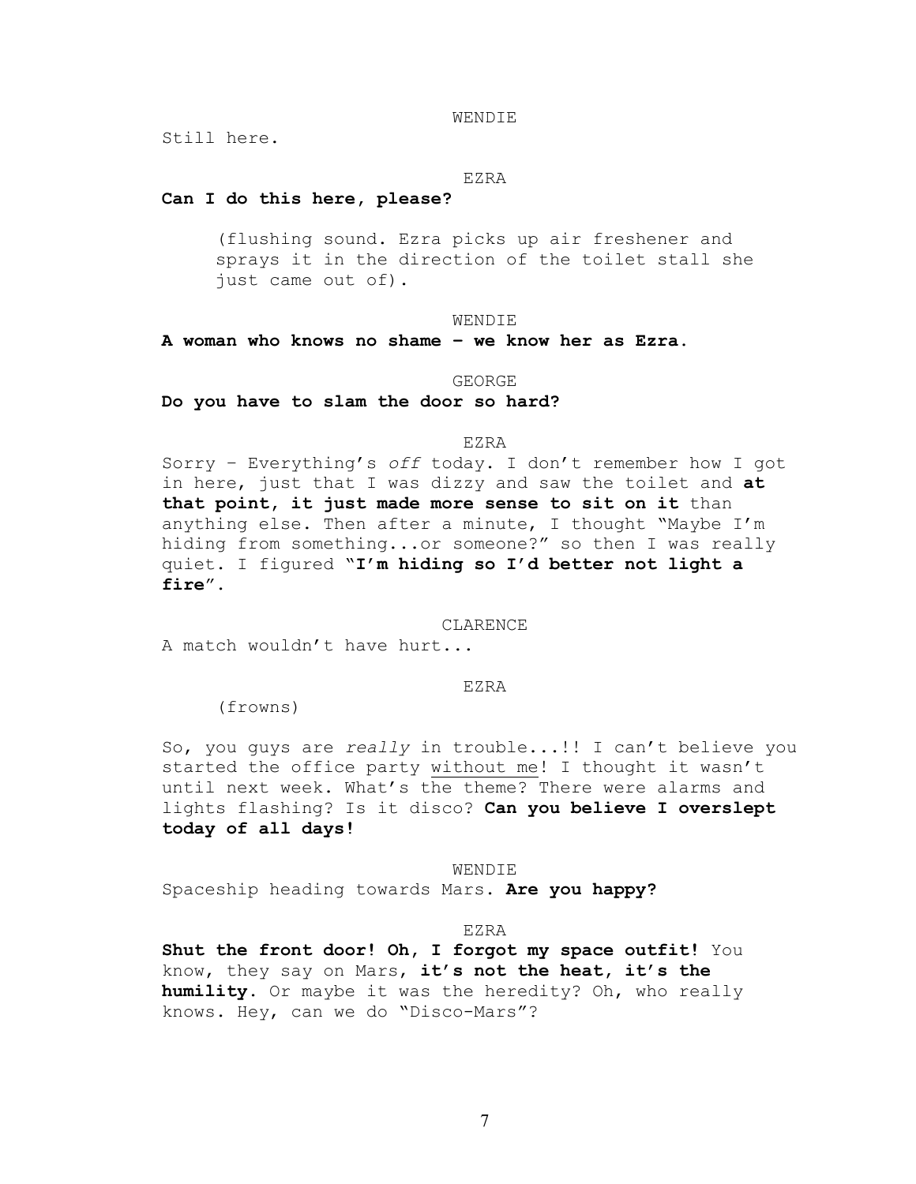WENDIE

Still here.

EZRA

**Can I do this here, please?**

(flushing sound. Ezra picks up air freshener and sprays it in the direction of the toilet stall she just came out of).

WENDIE

**A woman who knows no shame – we know her as Ezra.**

GEORGE

**Do you have to slam the door so hard?**

EZRA

Sorry – Everything's *off* today. I don't remember how I got in here, just that I was dizzy and saw the toilet and **at that point, it just made more sense to sit on it** than anything else. Then after a minute, I thought "Maybe I'm hiding from something...or someone?" so then I was really quiet. I figured "**I'm hiding so I'd better not light a fire**".

CLARENCE

A match wouldn't have hurt...

EZRA

(frowns)

So, you guys are *really* in trouble...!! I can't believe you started the office party without me! I thought it wasn't until next week. What's the theme? There were alarms and lights flashing? Is it disco? **Can you believe I overslept today of all days!**

WENDIE

Spaceship heading towards Mars. **Are you happy?**

EZRA

**Shut the front door! Oh, I forgot my space outfit!** You know, they say on Mars, **it's not the heat, it's the humility**. Or maybe it was the heredity? Oh, who really knows. Hey, can we do "Disco-Mars"?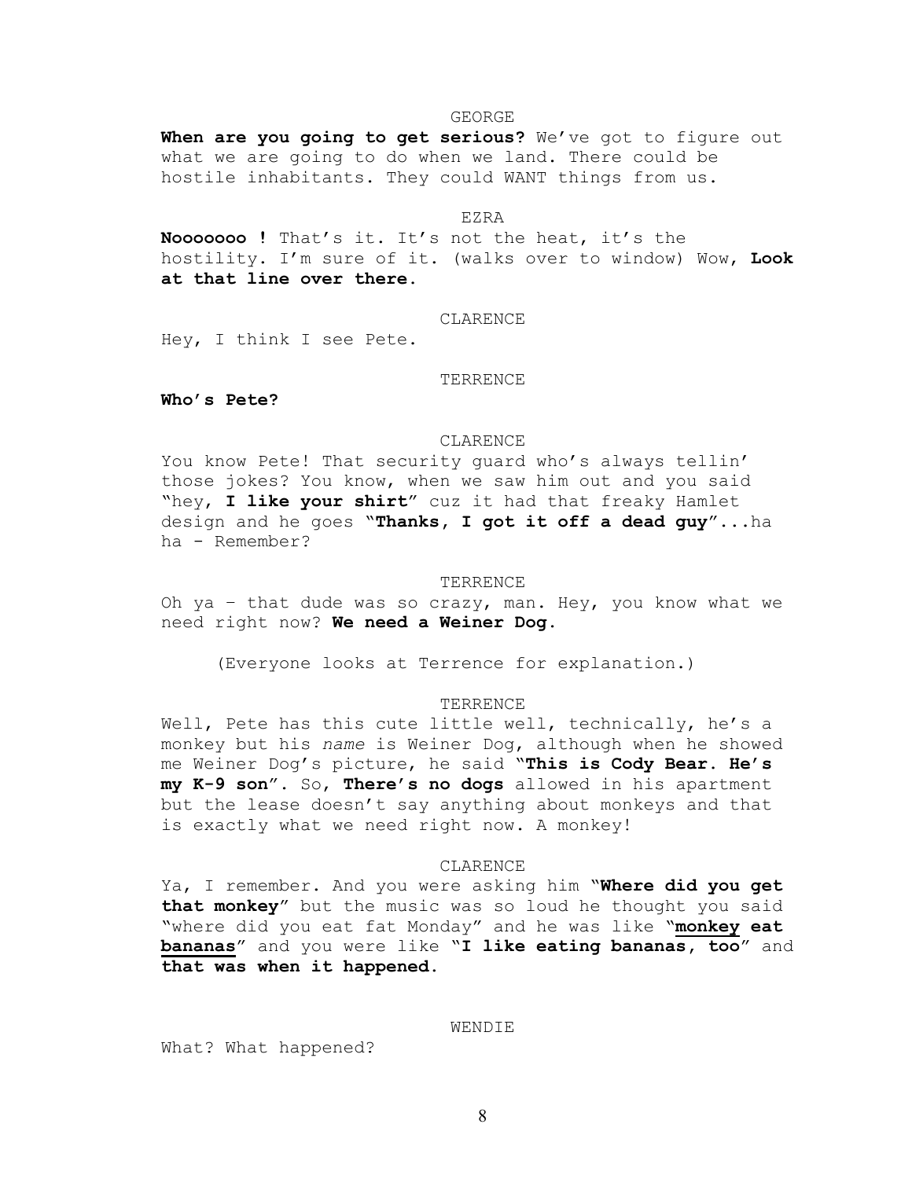GEORGE

**When are you going to get serious?** We've got to figure out what we are going to do when we land. There could be hostile inhabitants. They could WANT things from us.

EZRA

**Nooooooo !** That's it. It's not the heat, it's the hostility. I'm sure of it. (walks over to window) Wow, **Look at that line over there.**

CLARENCE

Hey, I think I see Pete.

TERRENCE

**Who's Pete?**

CLARENCE

You know Pete! That security guard who's always tellin' those jokes? You know, when we saw him out and you said "hey, **I like your shirt**" cuz it had that freaky Hamlet design and he goes "**Thanks, I got it off a dead guy**"...ha ha - Remember?

TERRENCE

Oh ya – that dude was so crazy, man. Hey, you know what we need right now? **We need a Weiner Dog.**

(Everyone looks at Terrence for explanation.)

TERRENCE

Well, Pete has this cute little well, technically, he's a monkey but his *name* is Weiner Dog, although when he showed me Weiner Dog's picture, he said "**This is Cody Bear. He's my K-9 son**". So, **There's no dogs** allowed in his apartment but the lease doesn't say anything about monkeys and that is exactly what we need right now. A monkey!

CLARENCE

Ya, I remember. And you were asking him "**Where did you get that monkey**" but the music was so loud he thought you said "where did you eat fat Monday" and he was like "<u>**monkey**</u> **eat** <u>**bananas**</u>" and you were like "**I like eating bananas, too**" and **that was when it happened.**

WENDIE

What? What happened?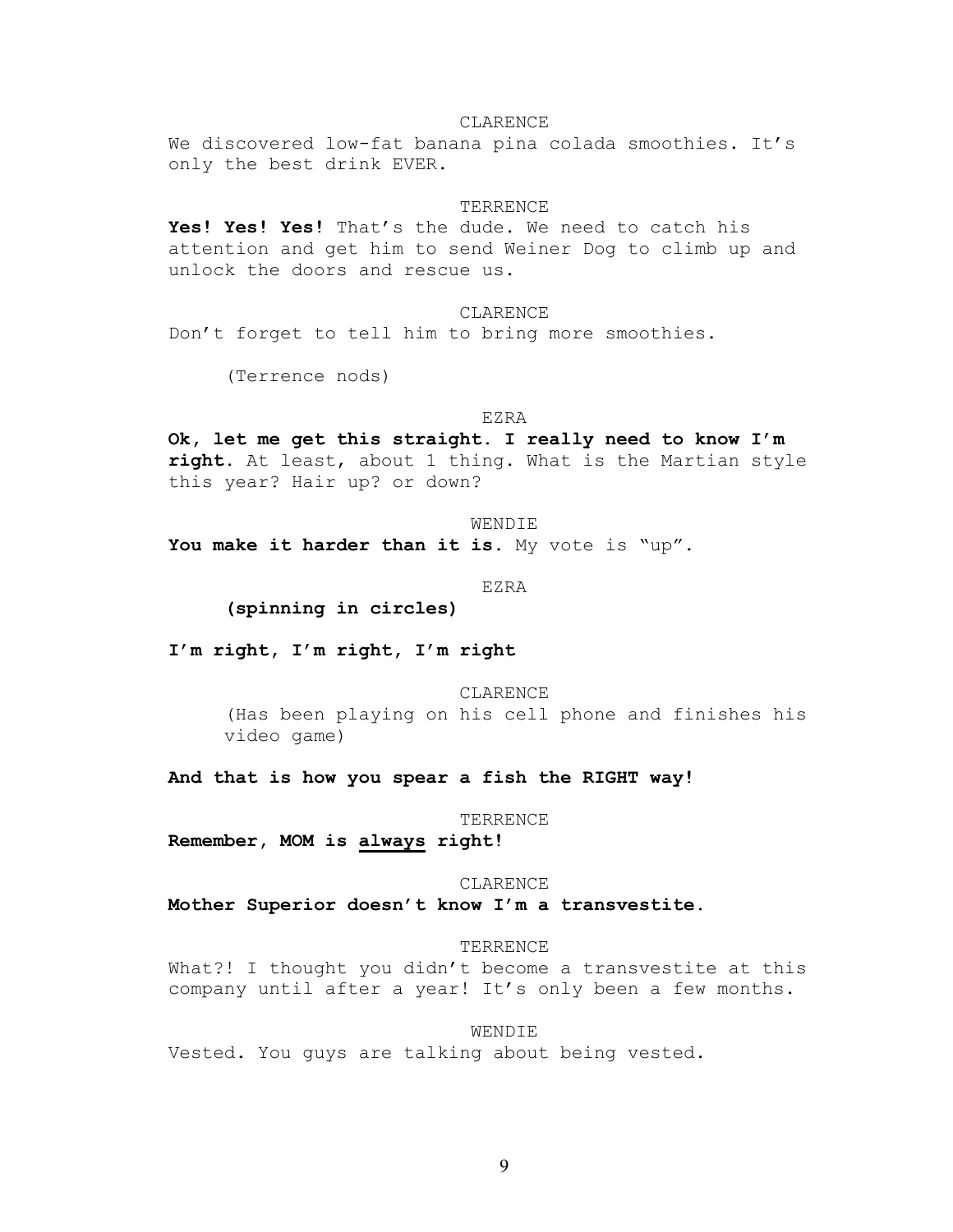CLARENCE

We discovered low-fat banana pina colada smoothies. It's only the best drink EVER.

TERRENCE

**Yes! Yes! Yes!** That's the dude. We need to catch his attention and get him to send Weiner Dog to climb up and unlock the doors and rescue us.

CLARENCE

Don't forget to tell him to bring more smoothies.

(Terrence nods)

EZRA

**Ok, let me get this straight. I really need to know I'm right.** At least, about 1 thing. What is the Martian style this year? Hair up? or down?

WENDIE

**You make it harder than it is.** My vote is "up".

EZRA

**(spinning in circles)**

**I'm right, I'm right, I'm right**

CLARENCE

(Has been playing on his cell phone and finishes his video game)

**And that is how you spear a fish the RIGHT way!**

TERRENCE

**Remember, MOM is <u>always</u> right!**

CLARENCE

**Mother Superior doesn't know I'm a transvestite.**

TERRENCE

What?! I thought you didn't become a transvestite at this company until after a year! It's only been a few months.

WENDIE

Vested. You guys are talking about being vested.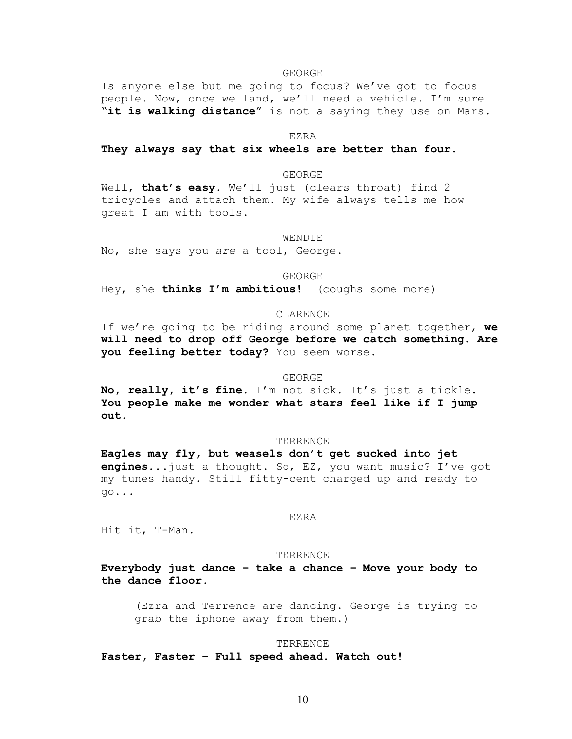GEORGE

Is anyone else but me going to focus? We've got to focus people. Now, once we land, we'll need a vehicle. I'm sure "**it is walking distance**" is not a saying they use on Mars.

EZRA

**They always say that six wheels are better than four.**

GEORGE

Well, **that's easy**. We'll just (clears throat) find 2 tricycles and attach them. My wife always tells me how great I am with tools.

WENDIE

No, she says you *are* a tool, George.

GEORGE

Hey, she **thinks I'm ambitious!** (coughs some more)

CLARENCE

If we're going to be riding around some planet together, **we will need to drop off George before we catch something. Are you feeling better today?** You seem worse.

GEORGE

**No, really, it's fine.** I'm not sick. It's just a tickle. **You people make me wonder what stars feel like if I jump out.**

TERRENCE

**Eagles may fly, but weasels don't get sucked into jet engines**...just a thought. So, EZ, you want music? I've got my tunes handy. Still fitty-cent charged up and ready to go...

EZRA

Hit it, T-Man.

TERRENCE

**Everybody just dance – take a chance – Move your body to the dance floor.**

(Ezra and Terrence are dancing. George is trying to grab the iphone away from them.)

TERRENCE

**Faster, Faster – Full speed ahead. Watch out!**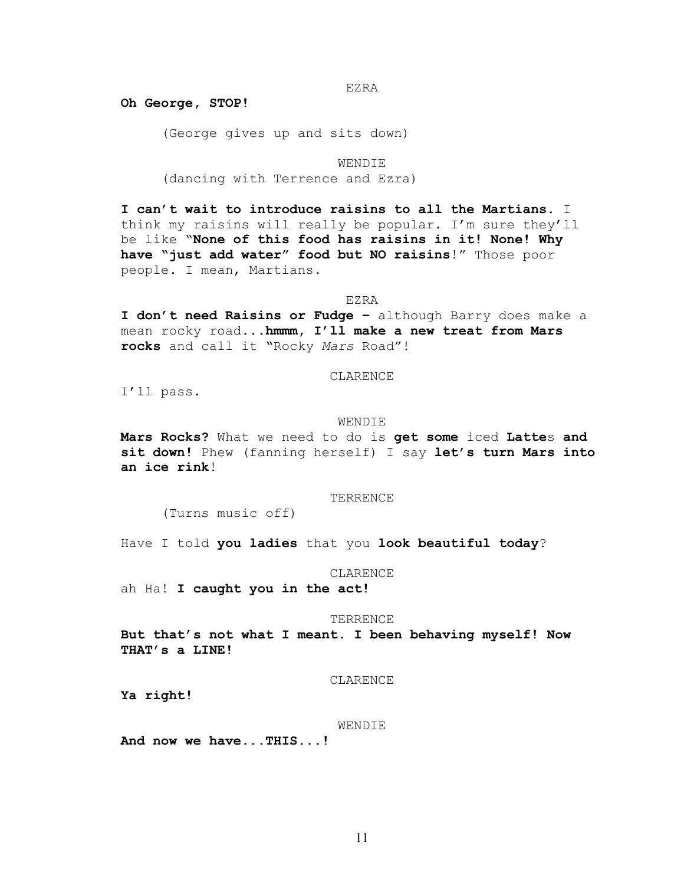EZRA

**Oh George, STOP!**

(George gives up and sits down)

WENDIE

(dancing with Terrence and Ezra)

**I can't wait to introduce raisins to all the Martians.** I think my raisins will really be popular. I'm sure they'll be like "**None of this food has raisins in it! None! Why have "just add water" food but NO raisins**!" Those poor people. I mean, Martians.

EZRA

**I don't need Raisins or Fudge –** although Barry does make a mean rocky road...**hmmm, I'll make a new treat from Mars rocks** and call it "Rocky *Mars* Road"!

CLARENCE

I'll pass.

WENDIE

**Mars Rocks?** What we need to do is **get some** iced **Latte**s **and sit down!** Phew (fanning herself) I say **let's turn Mars into an ice rink**!

TERRENCE

(Turns music off)

Have I told **you ladies** that you **look beautiful today**?

CLARENCE

ah Ha! **I caught you in the act!**

TERRENCE

**But that's not what I meant. I been behaving myself! Now THAT's a LINE!**

CLARENCE

**Ya right!**

WENDIE

**And now we have...THIS...!**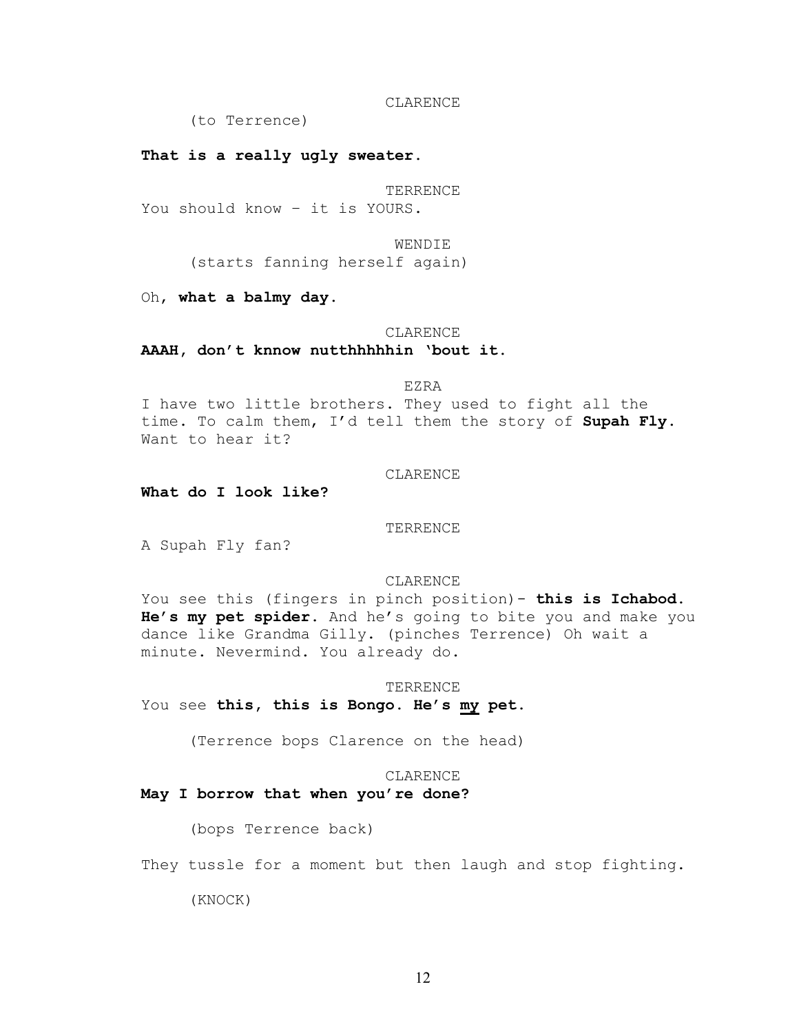CLARENCE

(to Terrence)

**That is a really ugly sweater.**

TERRENCE

You should know – it is YOURS.

WENDIE

(starts fanning herself again)

Oh**, what a balmy day.**

CLARENCE

**AAAH, don't knnow nutthhhhhin 'bout it.**

EZRA

I have two little brothers. They used to fight all the time. To calm them, I'd tell them the story of **Supah Fly.** Want to hear it?

CLARENCE

**What do I look like?**

TERRENCE

A Supah Fly fan?

CLARENCE

You see this (fingers in pinch position)- **this is Ichabod. He's my pet spider.** And he's going to bite you and make you dance like Grandma Gilly. (pinches Terrence) Oh wait a minute. Nevermind. You already do.

TERRENCE

You see **this, this is Bongo. He's <u>my</u> pet.**

(Terrence bops Clarence on the head)

CLARENCE

**May I borrow that when you're done?**

(bops Terrence back)

They tussle for a moment but then laugh and stop fighting.

(KNOCK)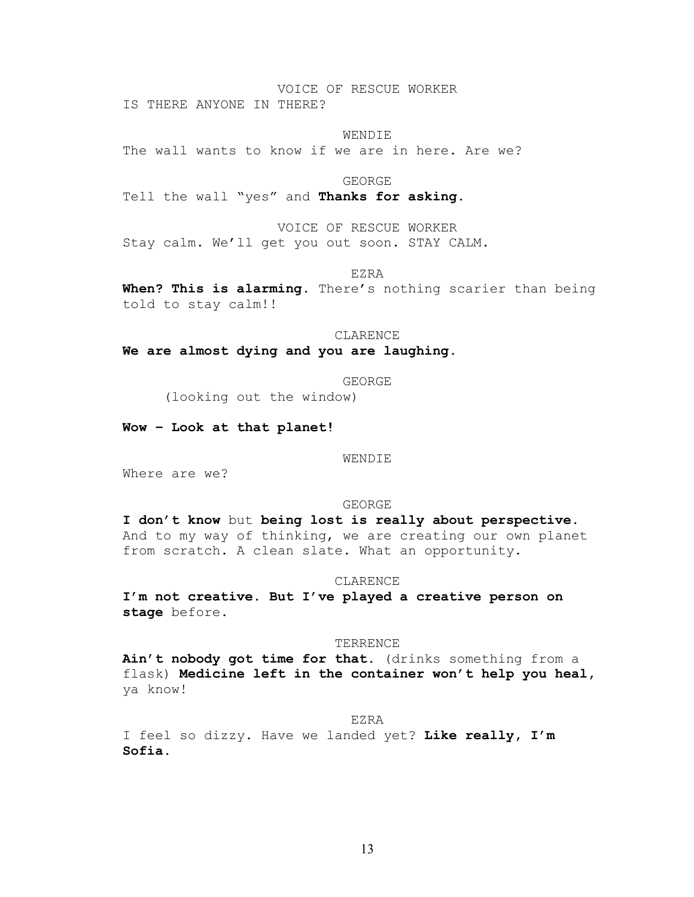VOICE OF RESCUE WORKER

IS THERE ANYONE IN THERE?

WENDIE

The wall wants to know if we are in here. Are we?

GEORGE

Tell the wall "yes" and **Thanks for asking.**

VOICE OF RESCUE WORKER

Stay calm. We'll get you out soon. STAY CALM.

EZRA

**When? This is alarming.** There's nothing scarier than being told to stay calm!!

CLARENCE

**We are almost dying and you are laughing.**

GEORGE

(looking out the window)

**Wow – Look at that planet!**

WENDIE

Where are we?

GEORGE

**I don't know** but **being lost is really about perspective.** And to my way of thinking, we are creating our own planet from scratch. A clean slate. What an opportunity.

CLARENCE

**I'm not creative. But I've played a creative person on stage** before.

TERRENCE

**Ain't nobody got time for that.** (drinks something from a flask) **Medicine left in the container won't help you heal,** ya know!

EZRA

I feel so dizzy. Have we landed yet? **Like really, I'm Sofia.**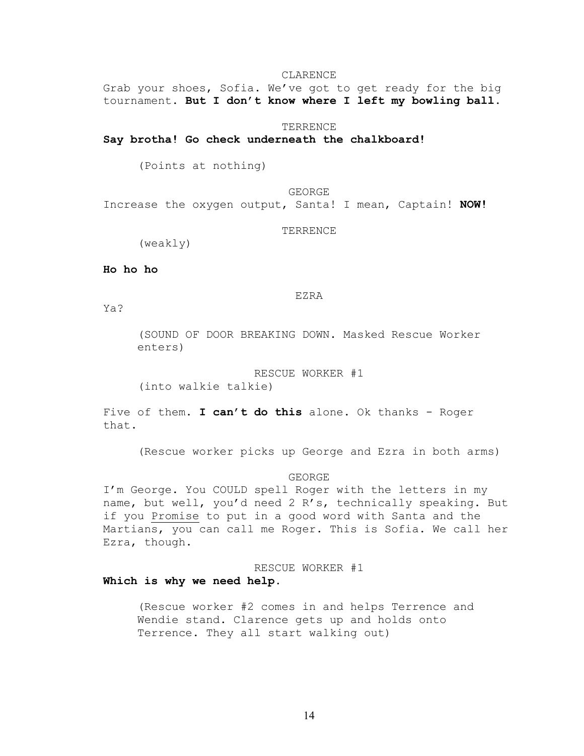CLARENCE

Grab your shoes, Sofia. We've got to get ready for the big tournament. **But I don't know where I left my bowling ball.**

TERRENCE

**Say brotha! Go check underneath the chalkboard!**

(Points at nothing)

GEORGE

Increase the oxygen output, Santa! I mean, Captain! **NOW!**

TERRENCE

(weakly)

**Ho ho ho**

EZRA

Ya?

(SOUND OF DOOR BREAKING DOWN. Masked Rescue Worker enters)

RESCUE WORKER #1

(into walkie talkie)

Five of them. **I can't do this** alone. Ok thanks - Roger that.

(Rescue worker picks up George and Ezra in both arms)

GEORGE

I'm George. You COULD spell Roger with the letters in my name, but well, you'd need 2 R's, technically speaking. But if you <u>Promise</u> to put in a good word with Santa and the Martians, you can call me Roger. This is Sofia. We call her Ezra, though.

RESCUE WORKER #1

**Which is why we need help.**

(Rescue worker #2 comes in and helps Terrence and Wendie stand. Clarence gets up and holds onto Terrence. They all start walking out)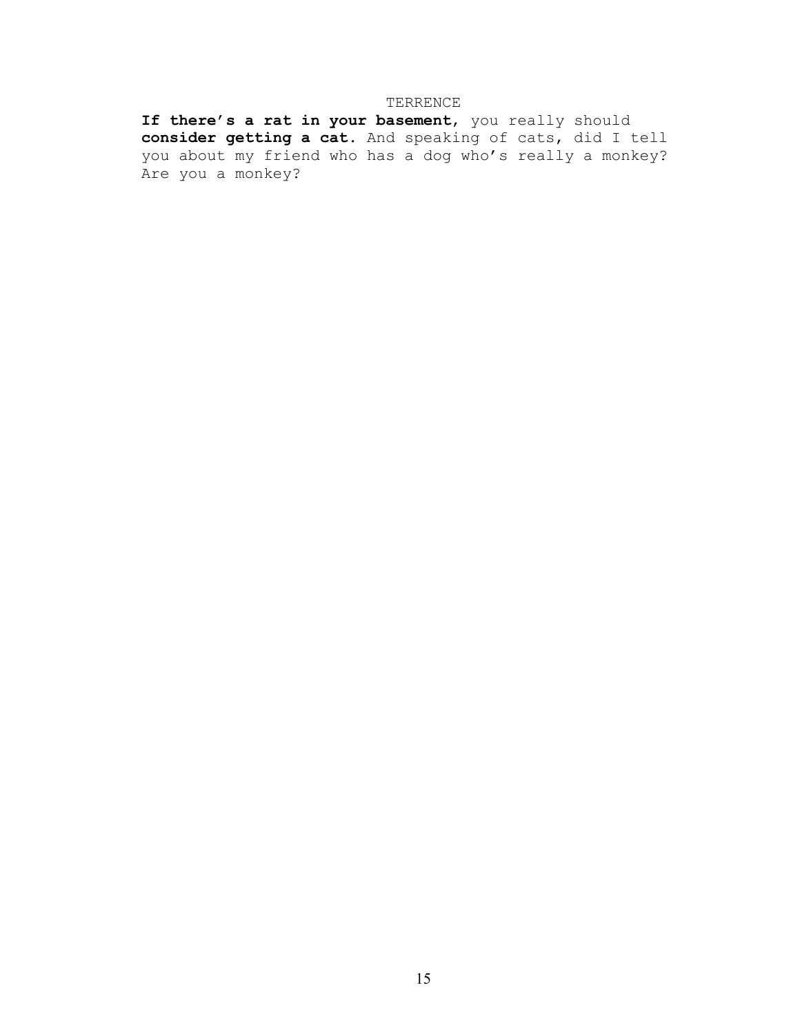TERRENCE

**If there's a rat in your basement,** you really should **consider getting a cat.** And speaking of cats, did I tell you about my friend who has a dog who's really a monkey? Are you a monkey?